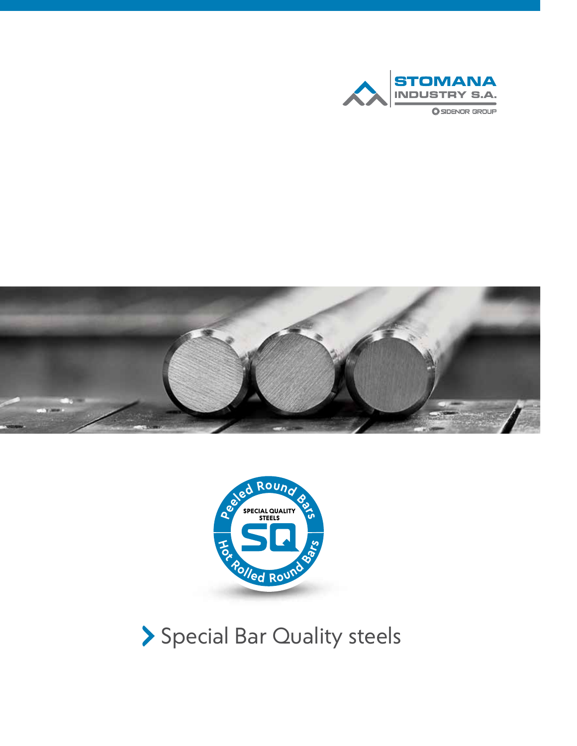STOMANA INDUSTRY S.A.

SIDENOR GROUP

Peeled Round Bars

SPECIAL QUALITY STEELS

SQ

Hot Rolled Round Bars

# Special Bar Quality steels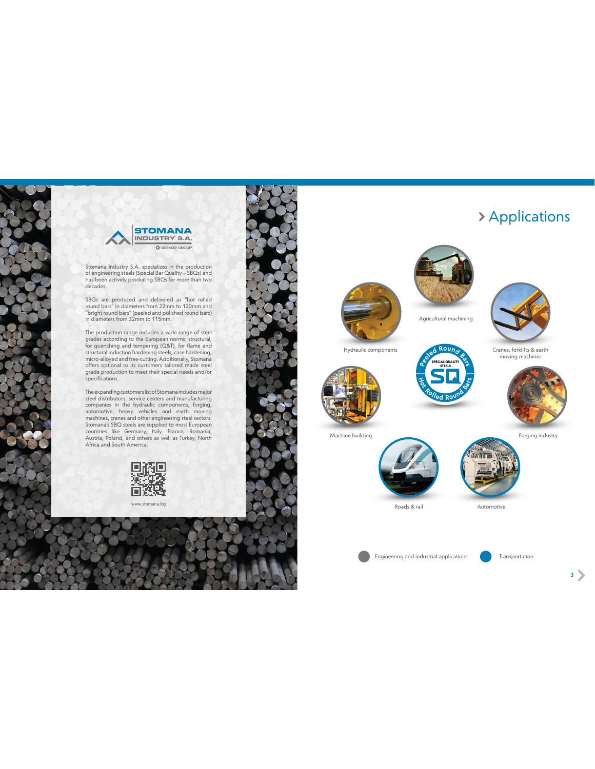STOMANA INDUSTRY S.A.
SIDENOR GROUP

Stomana Industry S.A. specializes in the production of engineering steels (Special Bar Quality – SBQs) and has been actively producing SBQs for more than two decades.

SBQs are produced and delivered as "hot rolled round bars" in diameters from 22mm to 120mm and "bright round bars" (peeled and polished round bars) in diameters from 32mm to 115mm.

The production range includes a wide range of steel grades according to the European norms: structural, for quenching and tempering (Q&T), for flame and structural induction hardening steels, case hardening, micro-alloyed and free-cutting. Additionally, Stomana offers optional to its customers tailored made steel grade production to meet their special needs and/or specifications.

The expanding customers list of Stomana includes major steel distributors, service centers and manufacturing companies in the hydraulic components, forging, automotive, heavy vehicles and earth moving machines, cranes and other engineering steel sectors. Stomana's SBQ steels are supplied to most European countries like Germany, Italy, France, Romania, Austria, Poland, and others as well as Turkey, North Africa and South America.

www.stomana.bg

# › Applications

- Hydraulic components
- Agricultural machining
- Cranes, forklifts & earth moving machines
- Machine building
- Forging industry
- Roads & rail
- Automotive

Peeled Round Bars – SPECIAL QUALITY STEELS SQ – Hot Rolled Round Bars

Engineering and industrial applications | Transportation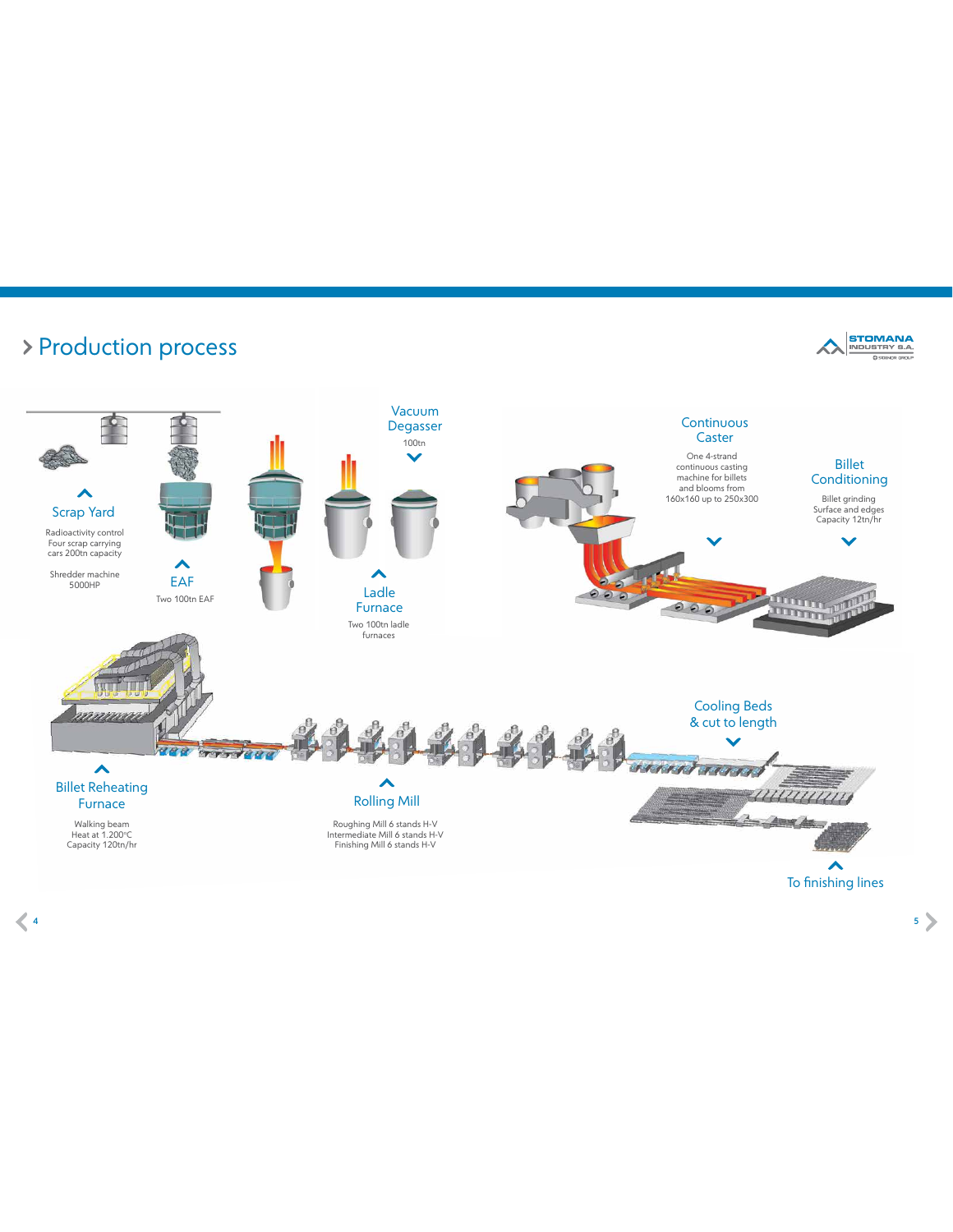# Production process

### Scrap Yard

Radioactivity control
Four scrap carrying cars 200tn capacity

Shredder machine 5000HP

### EAF

Two 100tn EAF

### Vacuum Degasser

100tn

### Ladle Furnace

Two 100tn ladle furnaces

### Continuous Caster

One 4-strand continuous casting machine for billets and blooms from 160x160 up to 250x300

### Billet Conditioning

Billet grinding
Surface and edges
Capacity 12tn/hr

### Billet Reheating Furnace

Walking beam
Heat at 1.200°C
Capacity 120tn/hr

### Rolling Mill

Roughing Mill 6 stands H-V
Intermediate Mill 6 stands H-V
Finishing Mill 6 stands H-V

### Cooling Beds & cut to length

### To finishing lines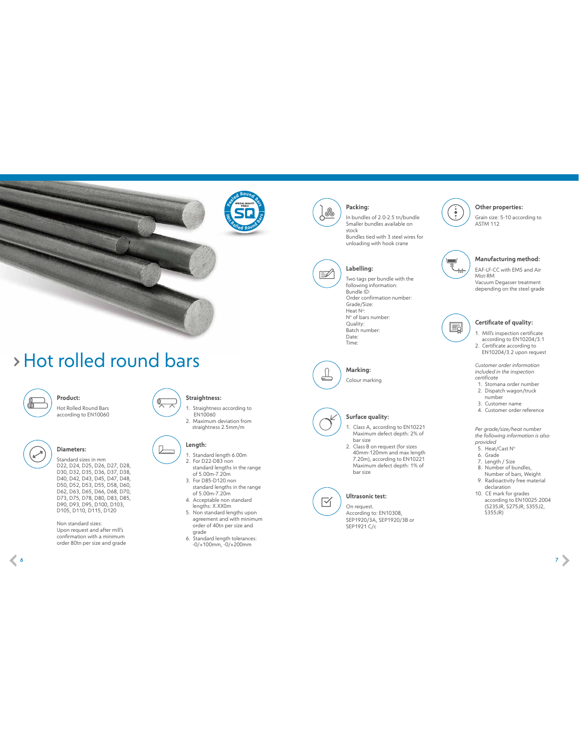# Hot rolled round bars

### Product:

Hot Rolled Round Bars according to EN10060

### Diameters:

Standard sizes in mm
D22, D24, D25, D26, D27, D28, D30, D32, D35, D36, D37, D38, D40, D42, D43, D45, D47, D48, D50, D52, D53, D55, D58, D60, D62, D63, D65, D66, D68, D70, D73, D75, D78, D80, D83, D85, D90, D93, D95, D100, D103, D105, D110, D115, D120

Non standard sizes:
Upon request and after mill's confirmation with a minimum order 80tn per size and grade

### Straightness:

1. Straightness according to EN10060
2. Maximum deviation from straightness 2.5mm/m

### Length:

1. Standard length 6.00m
2. For D22-D83 non standard lengths in the range of 5.00m-7.20m
3. For D85-D120 non standard lengths in the range of 5.00m-7.20m
4. Acceptable non standard lengths: X.XX0m
5. Non standard lengths upon agreement and with minimum order of 40tn per size and grade
6. Standard length tolerances: -0/+100mm, -0/+200mm

### Packing:

In bundles of 2.0-2.5 tn/bundle
Smaller bundles available on stock
Bundles tied with 3 steel wires for unloading with hook crane

### Labelling:

Two tags per bundle with the following information:
Bundle ID:
Order confirmation number:
Grade/Size:
Heat Nº:
Nº of bars number:
Quality:
Batch number:
Date:
Time:

### Marking:

Colour marking

### Surface quality:

1. Class A, according to EN10221
   Maximum defect depth: 2% of bar size
2. Class B on request (for sizes 40mm-120mm and max length 7.20m), according to EN10221
   Maximum defect depth: 1% of bar size

### Ultrasonic test:

On request.
According to: EN10308, SEP1920/3A, SEP1920/3B or SEP1921 C/c

### Other properties:

Grain size: 5-10 according to ASTM 112

### Manufacturing method:

EAF-LF-CC with EMS and Air Mist-RM
Vacuum Degasser treatment depending on the steel grade

### Certificate of quality:

1. Mill's inspection certificate according to EN10204/3.1
2. Certificate according to EN10204/3.2 upon request

*Customer order information included in the inspection certificate*

1. Stomana order number
2. Dispatch wagon/truck number
3. Customer name
4. Customer order reference

*Per grade/size/heat number the following information is also provided*

5. Heat/Cast Nº
6. Grade
7. Length / Size
8. Number of bundles, Number of bars, Weight
9. Radioactivity free material declaration
10. CE mark for grades according to EN10025:2004 (S235JR, S275JR, S355J2, S355JR)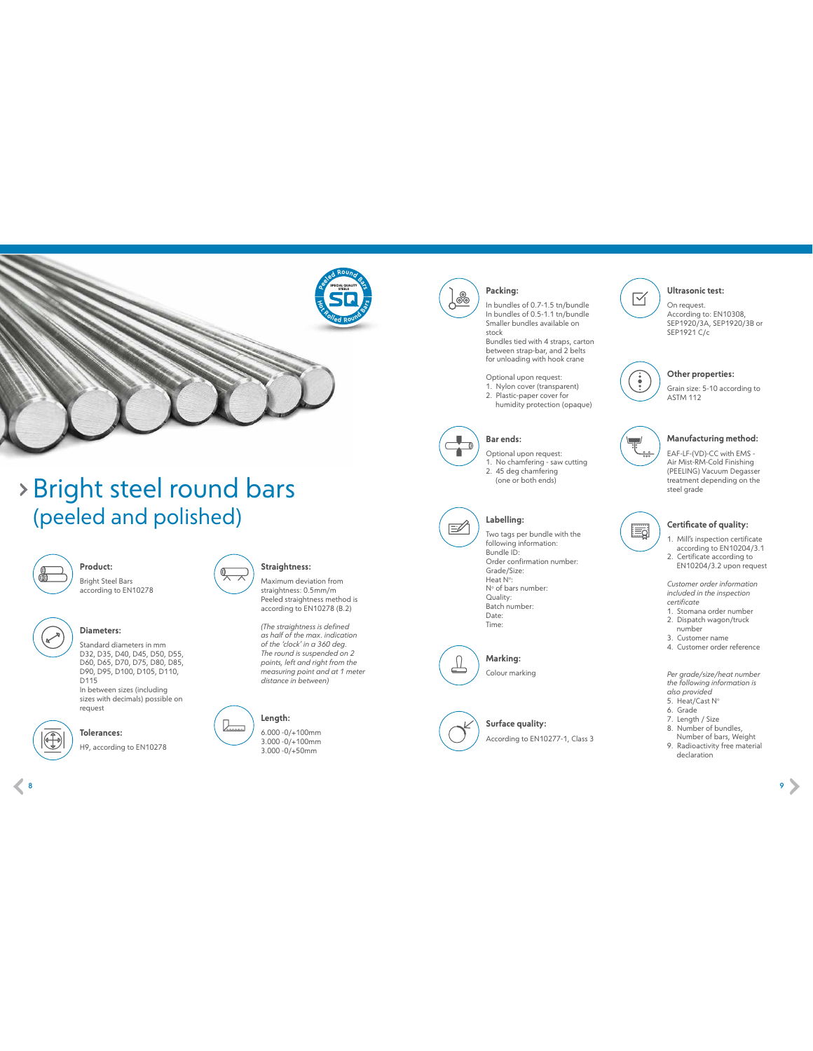# Bright steel round bars
## (peeled and polished)

**Product:**

Bright Steel Bars according to EN10278

**Diameters:**

Standard diameters in mm D32, D35, D40, D45, D50, D55, D60, D65, D70, D75, D80, D85, D90, D95, D100, D105, D110, D115

In between sizes (including sizes with decimals) possible on request

**Tolerances:**

H9, according to EN10278

**Straightness:**

Maximum deviation from straightness: 0.5mm/m

Peeled straightness method is according to EN10278 (B.2)

*(The straightness is defined as half of the max. indication of the 'clock' in a 360 deg. The round is suspended on 2 points, left and right from the measuring point and at 1 meter distance in between)*

**Length:**

6.000 -0/+100mm
3.000 -0/+100mm
3.000 -0/+50mm

**Packing:**

In bundles of 0.7-1.5 tn/bundle
In bundles of 0.5-1.1 tn/bundle
Smaller bundles available on stock
Bundles tied with 4 straps, carton between strap-bar, and 2 belts for unloading with hook crane

Optional upon request:
1. Nylon cover (transparent)
2. Plastic-paper cover for humidity protection (opaque)

**Bar ends:**

Optional upon request:
1. No chamfering - saw cutting
2. 45 deg chamfering (one or both ends)

**Labelling:**

Two tags per bundle with the following information:
Bundle ID:
Order confirmation number:
Grade/Size:
Heat N°:
N° of bars number:
Quality:
Batch number:
Date:
Time:

**Marking:**

Colour marking

**Surface quality:**

According to EN10277-1, Class 3

**Ultrasonic test:**

On request.
According to: EN10308, SEP1920/3A, SEP1920/3B or SEP1921 C/c

**Other properties:**

Grain size: 5-10 according to ASTM 112

**Manufacturing method:**

EAF-LF-(VD)-CC with EMS - Air Mist-RM-Cold Finishing (PEELING) Vacuum Degasser treatment depending on the steel grade

**Certificate of quality:**

1. Mill's inspection certificate according to EN10204/3.1
2. Certificate according to EN10204/3.2 upon request

*Customer order information included in the inspection certificate*

1. Stomana order number
2. Dispatch wagon/truck number
3. Customer name
4. Customer order reference

*Per grade/size/heat number the following information is also provided*

5. Heat/Cast N°
6. Grade
7. Length / Size
8. Number of bundles, Number of bars, Weight
9. Radioactivity free material declaration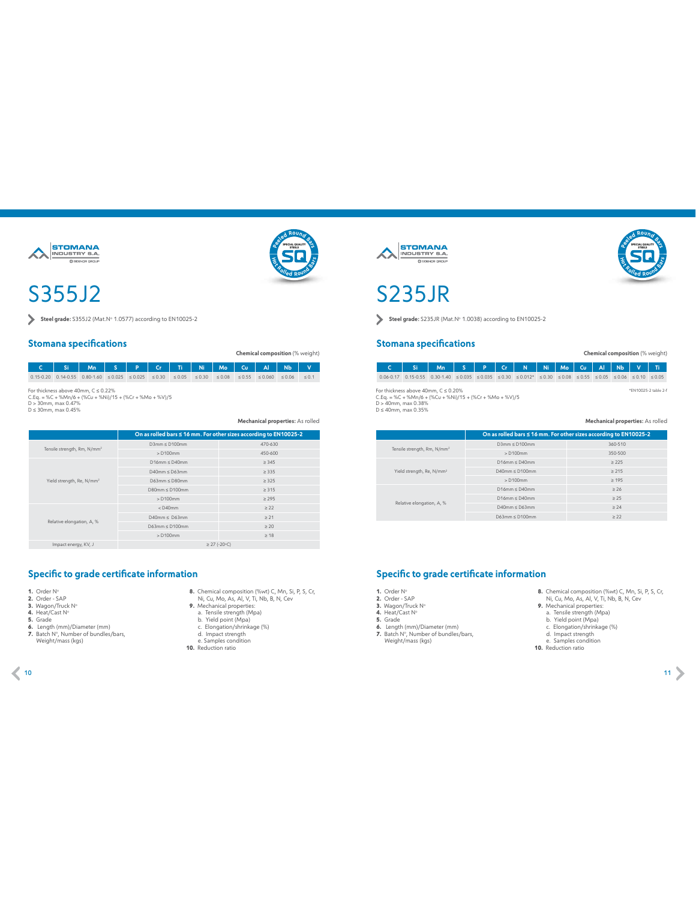# S355J2

**Steel grade:** S355J2 (Mat.N° 1.0577) according to EN10025-2

## Stomana specifications

**Chemical composition** (% weight)

| C | Si | Mn | S | P | Cr | Ti | Ni | Mo | Cu | Al | Nb | V |
|---|---|---|---|---|---|---|---|---|---|---|---|---|
| 0.15-0.20 | 0.14-0.55 | 0.80-1.60 | ≤ 0.025 | ≤ 0.025 | ≤ 0.30 | ≤ 0.05 | ≤ 0.30 | ≤ 0.08 | ≤ 0.55 | ≤ 0.060 | ≤ 0.06 | ≤ 0.1 |

For thickness above 40mm, C ≤ 0.22%
C.Eq. = %C + %Mn/6 + (%Cu + %Ni)/15 + (%Cr + %Mo + %V)/5
D > 30mm, max 0.47%
D ≤ 30mm, max 0.45%

**Mechanical properties:** As rolled

| | On as rolled bars ≤ 16 mm. For other sizes according to EN10025-2 | |
|---|---|---|
| Tensile strength, Rm, N/mm² | D3mm ≤ D100mm | 470-630 |
| | > D100mm | 450-600 |
| Yield strength, Re, N/mm² | D16mm ≤ D40mm | ≥ 345 |
| | D40mm ≤ D63mm | ≥ 335 |
| | D63mm ≤ D80mm | ≥ 325 |
| | D80mm ≤ D100mm | ≥ 315 |
| | > D100mm | ≥ 295 |
| Relative elongation, A, % | < D40mm | ≥ 22 |
| | D40mm ≤ D63mm | ≥ 21 |
| | D63mm ≤ D100mm | ≥ 20 |
| | > D100mm | ≥ 18 |
| Impact energy, KV, J | ≥ 27 (-20°C) | |

## Specific to grade certificate information

1. Order N°
2. Order - SAP
3. Wagon/Truck N°
4. Heat/Cast N°
5. Grade
6. Length (mm)/Diameter (mm)
7. Batch N°, Number of bundles/bars, Weight/mass (kgs)
8. Chemical composition (%wt) C, Mn, Si, P, S, Cr, Ni, Cu, Mo, As, Al, V, Ti, Nb, B, N, Cev
9. Mechanical properties:
   a. Tensile strength (Mpa)
   b. Yield point (Mpa)
   c. Elongation/shrinkage (%)
   d. Impact strength
   e. Samples condition
10. Reduction ratio

# S235JR

**Steel grade:** S235JR (Mat.N° 1.0038) according to EN10025-2

## Stomana specifications

**Chemical composition** (% weight)

| C | Si | Mn | S | P | Cr | N | Ni | Mo | Cu | Al | Nb | V | Ti |
|---|---|---|---|---|---|---|---|---|---|---|---|---|---|
| 0.06-0.17 | 0.15-0.55 | 0.30-1.40 | ≤ 0.035 | ≤ 0.035 | ≤ 0.30 | ≤ 0.012* | ≤ 0.30 | ≤ 0.08 | ≤ 0.55 | ≤ 0.05 | ≤ 0.06 | ≤ 0.10 | ≤ 0.05 |

*EN10025-2 table 2-f

For thickness above 40mm, C ≤ 0.20%
C.Eq. = %C + %Mn/6 + (%Cu + %Ni)/15 + (%Cr + %Mo + %V)/5
D > 40mm, max 0.38%
D ≤ 40mm, max 0.35%

**Mechanical properties:** As rolled

| | On as rolled bars ≤ 16 mm. For other sizes according to EN10025-2 | |
|---|---|---|
| Tensile strength, Rm, N/mm² | D3mm ≤ D100mm | 360-510 |
| | > D100mm | 350-500 |
| Yield strength, Re, N/mm² | D16mm ≤ D40mm | ≥ 225 |
| | D40mm ≤ D100mm | ≥ 215 |
| | > D100mm | ≥ 195 |
| Relative elongation, A, % | D16mm ≤ D40mm | ≥ 26 |
| | D16mm ≤ D40mm | ≥ 25 |
| | D40mm ≤ D63mm | ≥ 24 |
| | D63mm ≤ D100mm | ≥ 22 |

## Specific to grade certificate information

1. Order N°
2. Order - SAP
3. Wagon/Truck N°
4. Heat/Cast N°
5. Grade
6. Length (mm)/Diameter (mm)
7. Batch N°, Number of bundles/bars, Weight/mass (kgs)
8. Chemical composition (%wt) C, Mn, Si, P, S, Cr, Ni, Cu, Mo, As, Al, V, Ti, Nb, B, N, Cev
9. Mechanical properties:
   a. Tensile strength (Mpa)
   b. Yield point (Mpa)
   c. Elongation/shrinkage (%)
   d. Impact strength
   e. Samples condition
10. Reduction ratio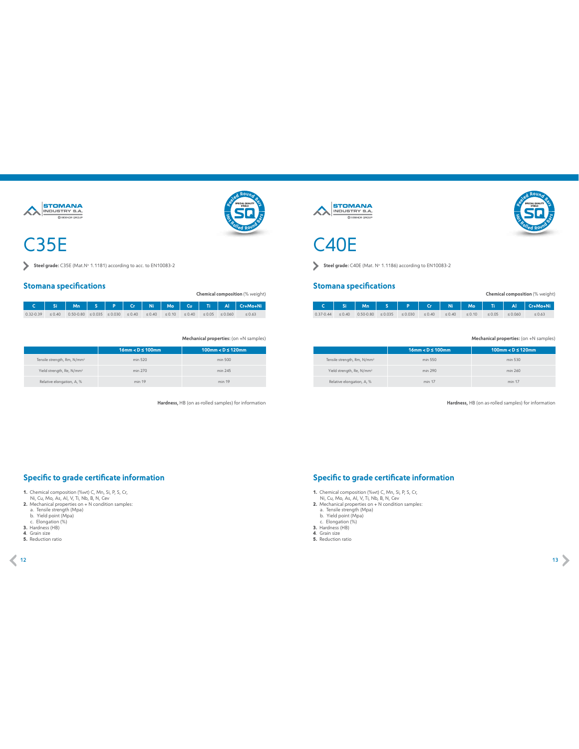# C35E

**Steel grade:** C35E (Mat.N° 1.1181) according to acc. to EN10083-2

## Stomana specifications

**Chemical composition** (% weight)

| C | Si | Mn | S | P | Cr | Ni | Mo | Cu | Ti | Al | Cr+Mo+Ni |
|---|---|---|---|---|---|---|---|---|---|---|---|
| 0.32-0.39 | ≤ 0.40 | 0.50-0.80 | ≤ 0.035 | ≤ 0.030 | ≤ 0.40 | ≤ 0.40 | ≤ 0.10 | ≤ 0.40 | ≤ 0.05 | ≤ 0.060 | ≤ 0.63 |

**Mechanical properties:** (on +N samples)

| | 16mm < D ≤ 100mm | 100mm < D ≤ 120mm |
|---|---|---|
| Tensile strength, Rm, N/mm² | min 520 | min 500 |
| Yield strength, Re, N/mm² | min 270 | min 245 |
| Relative elongation, A, % | min 19 | min 19 |

**Hardness,** HB (on as-rolled samples) for information

## Specific to grade certificate information

1. Chemical composition (%wt) C, Mn, Si, P, S, Cr, Ni, Cu, Mo, As, Al, V, Ti, Nb, B, N, Cev
2. Mechanical properties on + N condition samples:
   a. Tensile strength (Mpa)
   b. Yield point (Mpa)
   c. Elongation (%)
3. Hardness (HB)
4. Grain size
5. Reduction ratio

# C40E

**Steel grade:** C40E (Mat. N° 1.1186) according to EN10083-2

## Stomana specifications

**Chemical composition** (% weight)

| C | Si | Mn | S | P | Cr | Ni | Mo | Ti | Al | Cr+Mo+Ni |
|---|---|---|---|---|---|---|---|---|---|---|
| 0.37-0.44 | ≤ 0.40 | 0.50-0.80 | ≤ 0.035 | ≤ 0.030 | ≤ 0.40 | ≤ 0.40 | ≤ 0.10 | ≤ 0.05 | ≤ 0.060 | ≤ 0.63 |

**Mechanical properties:** (on +N samples)

| | 16mm < D ≤ 100mm | 100mm < D ≤ 120mm |
|---|---|---|
| Tensile strength, Rm, N/mm² | min 550 | min 530 |
| Yield strength, Re, N/mm² | min 290 | min 260 |
| Relative elongation, A, % | min 17 | min 17 |

**Hardness,** HB (on as-rolled samples) for information

## Specific to grade certificate information

1. Chemical composition (%wt) C, Mn, Si, P, S, Cr, Ni, Cu, Mo, As, Al, V, Ti, Nb, B, N, Cev
2. Mechanical properties on + N condition samples:
   a. Tensile strength (Mpa)
   b. Yield point (Mpa)
   c. Elongation (%)
3. Hardness (HB)
4. Grain size
5. Reduction ratio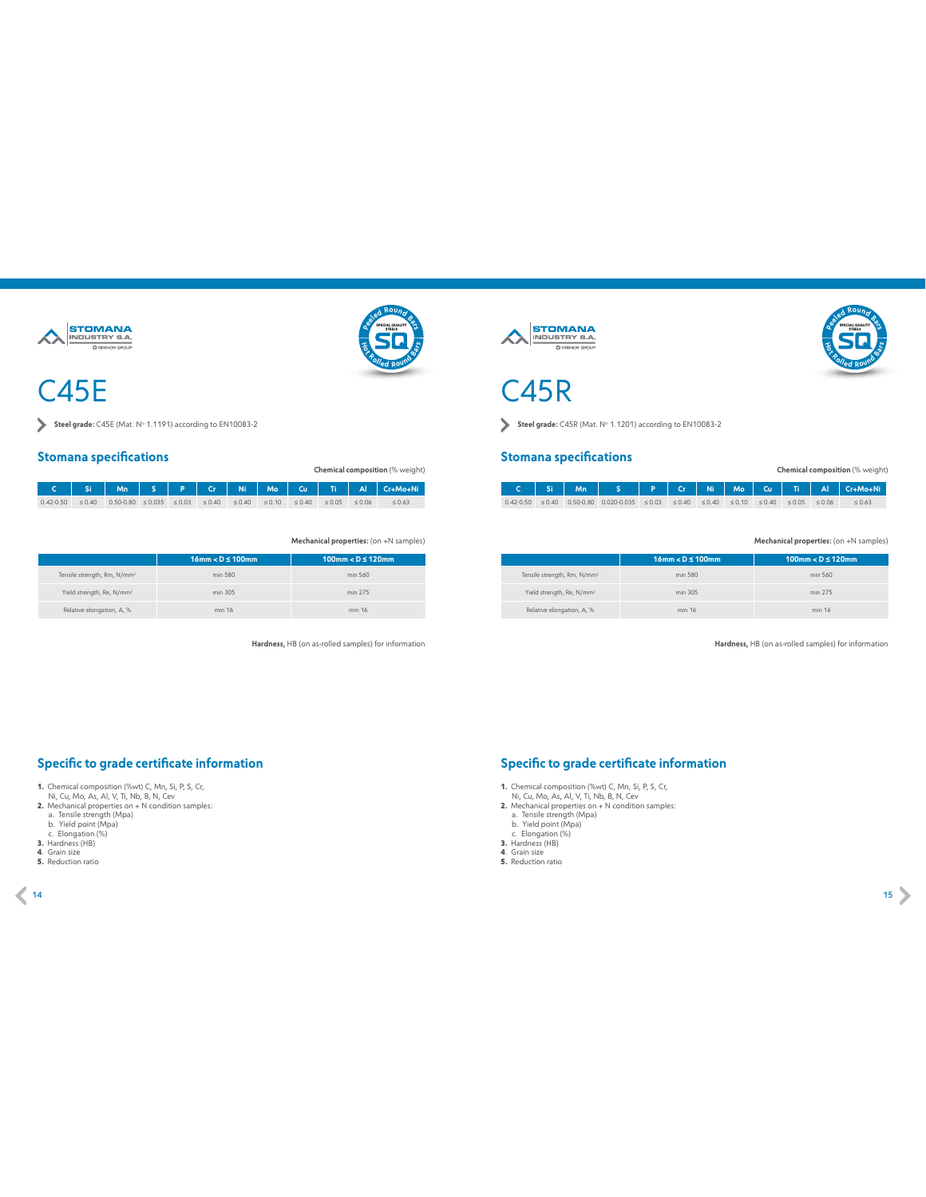# C45E

**Steel grade:** C45E (Mat. Nº 1.1191) according to EN10083-2

## Stomana specifications

**Chemical composition** (% weight)

| C | Si | Mn | S | P | Cr | Ni | Mo | Cu | Ti | Al | Cr+Mo+Ni |
|---|---|---|---|---|---|---|---|---|---|---|---|
| 0.42-0.50 | ≤ 0.40 | 0.50-0.80 | ≤ 0.035 | ≤ 0.03 | ≤ 0.40 | ≤ 0.40 | ≤ 0.10 | ≤ 0.40 | ≤ 0.05 | ≤ 0.06 | ≤ 0.63 |

**Mechanical properties:** (on +N samples)

| | 16mm < D ≤ 100mm | 100mm < D ≤ 120mm |
|---|---|---|
| Tensile strength, Rm, N/mm² | min 580 | min 560 |
| Yield strength, Re, N/mm² | min 305 | min 275 |
| Relative elongation, A, % | min 16 | min 16 |

**Hardness,** HB (on as-rolled samples) for information

## Specific to grade certificate information

1. Chemical composition (%wt) C, Mn, Si, P, S, Cr, Ni, Cu, Mo, As, Al, V, Ti, Nb, B, N, Cev
2. Mechanical properties on + N condition samples:
   a. Tensile strength (Mpa)
   b. Yield point (Mpa)
   c. Elongation (%)
3. Hardness (HB)
4. Grain size
5. Reduction ratio

# C45R

**Steel grade:** C45R (Mat. Nº 1.1201) according to EN10083-2

## Stomana specifications

**Chemical composition** (% weight)

| C | Si | Mn | S | P | Cr | Ni | Mo | Cu | Ti | Al | Cr+Mo+Ni |
|---|---|---|---|---|---|---|---|---|---|---|---|
| 0.42-0.50 | ≤ 0.40 | 0.50-0.80 | 0.020-0.035 | ≤ 0.03 | ≤ 0.40 | ≤ 0.40 | ≤ 0.10 | ≤ 0.40 | ≤ 0.05 | ≤ 0.06 | ≤ 0.63 |

**Mechanical properties:** (on +N samples)

| | 16mm < D ≤ 100mm | 100mm < D ≤ 120mm |
|---|---|---|
| Tensile strength, Rm, N/mm² | min 580 | min 560 |
| Yield strength, Re, N/mm² | min 305 | min 275 |
| Relative elongation, A, % | min 16 | min 16 |

**Hardness,** HB (on as-rolled samples) for information

## Specific to grade certificate information

1. Chemical composition (%wt) C, Mn, Si, P, S, Cr, Ni, Cu, Mo, As, Al, V, Ti, Nb, B, N, Cev
2. Mechanical properties on + N condition samples:
   a. Tensile strength (Mpa)
   b. Yield point (Mpa)
   c. Elongation (%)
3. Hardness (HB)
4. Grain size
5. Reduction ratio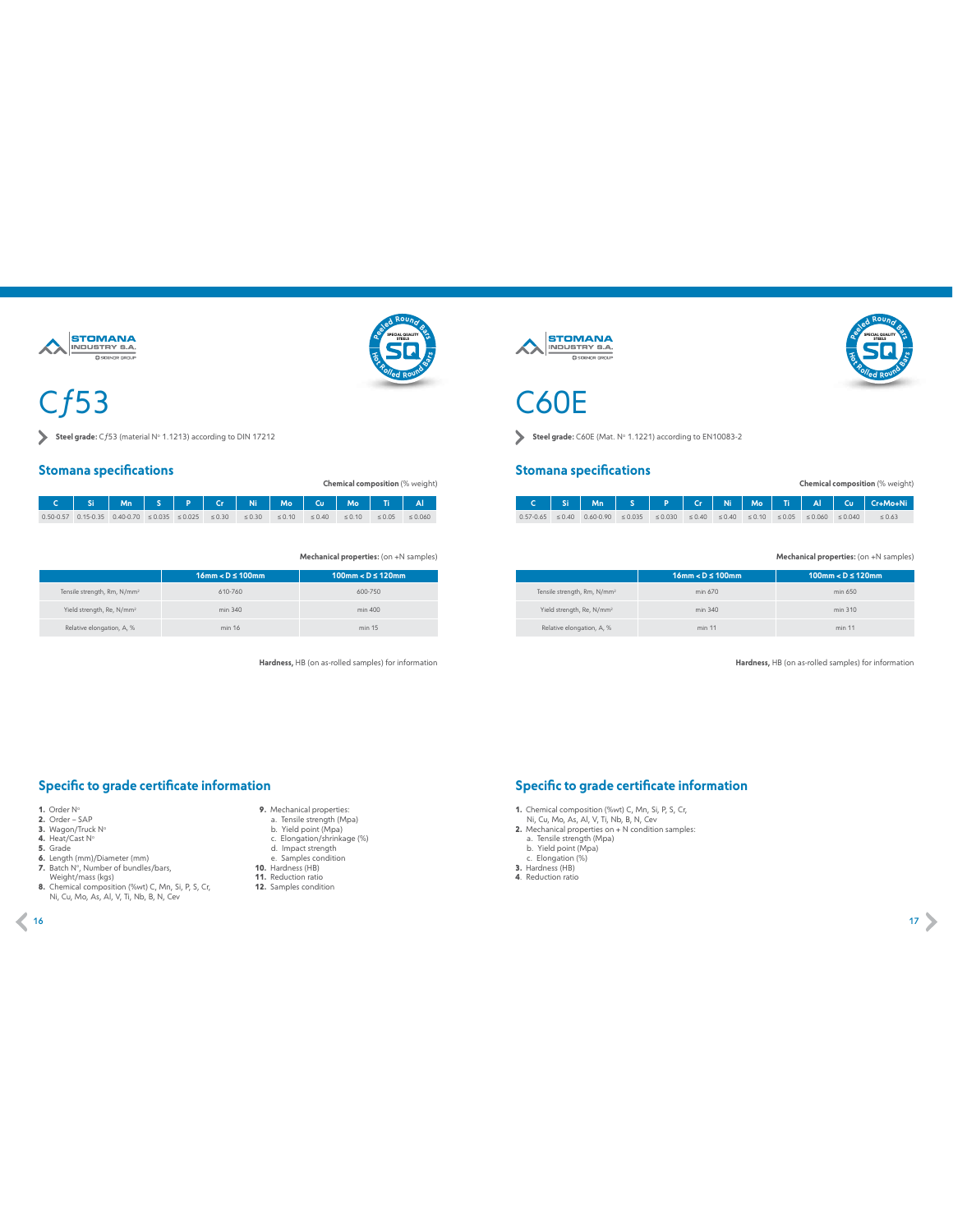STOMANA INDUSTRY S.A.

# Cƒ53

**Steel grade:** Cƒ53 (material N° 1.1213) according to DIN 17212

## Stomana specifications

**Chemical composition** (% weight)

| C | Si | Mn | S | P | Cr | Ni | Mo | Cu | Mo | Ti | Al |
|---|---|---|---|---|---|---|---|---|---|---|---|
| 0.50-0.57 | 0.15-0.35 | 0.40-0.70 | ≤ 0.035 | ≤ 0.025 | ≤ 0.30 | ≤ 0.30 | ≤ 0.10 | ≤ 0.40 | ≤ 0.10 | ≤ 0.05 | ≤ 0.060 |

**Mechanical properties:** (on +N samples)

| | 16mm < D ≤ 100mm | 100mm < D ≤ 120mm |
|---|---|---|
| Tensile strength, Rm, N/mm² | 610-760 | 600-750 |
| Yield strength, Re, N/mm² | min 340 | min 400 |
| Relative elongation, A, % | min 16 | min 15 |

**Hardness,** HB (on as-rolled samples) for information

## Specific to grade certificate information

1. Order N°
2. Order – SAP
3. Wagon/Truck N°
4. Heat/Cast N°
5. Grade
6. Length (mm)/Diameter (mm)
7. Batch N°, Number of bundles/bars, Weight/mass (kgs)
8. Chemical composition (%wt) C, Mn, Si, P, S, Cr, Ni, Cu, Mo, As, Al, V, Ti, Nb, B, N, Cev
9. Mechanical properties:
   a. Tensile strength (Mpa)
   b. Yield point (Mpa)
   c. Elongation/shrinkage (%)
   d. Impact strength
   e. Samples condition
10. Hardness (HB)
11. Reduction ratio
12. Samples condition

STOMANA INDUSTRY S.A.

# C60E

**Steel grade:** C60E (Mat. N° 1.1221) according to EN10083-2

## Stomana specifications

**Chemical composition** (% weight)

| C | Si | Mn | S | P | Cr | Ni | Mo | Ti | Al | Cu | Cr+Mo+Ni |
|---|---|---|---|---|---|---|---|---|---|---|---|
| 0.57-0.65 | ≤ 0.40 | 0.60-0.90 | ≤ 0.035 | ≤ 0.030 | ≤ 0.40 | ≤ 0.40 | ≤ 0.10 | ≤ 0.05 | ≤ 0.060 | ≤ 0.040 | ≤ 0.63 |

**Mechanical properties:** (on +N samples)

| | 16mm < D ≤ 100mm | 100mm < D ≤ 120mm |
|---|---|---|
| Tensile strength, Rm, N/mm² | min 670 | min 650 |
| Yield strength, Re, N/mm² | min 340 | min 310 |
| Relative elongation, A, % | min 11 | min 11 |

**Hardness,** HB (on as-rolled samples) for information

## Specific to grade certificate information

1. Chemical composition (%wt) C, Mn, Si, P, S, Cr, Ni, Cu, Mo, As, Al, V, Ti, Nb, B, N, Cev
2. Mechanical properties on + N condition samples:
   a. Tensile strength (Mpa)
   b. Yield point (Mpa)
   c. Elongation (%)
3. Hardness (HB)
4. Reduction ratio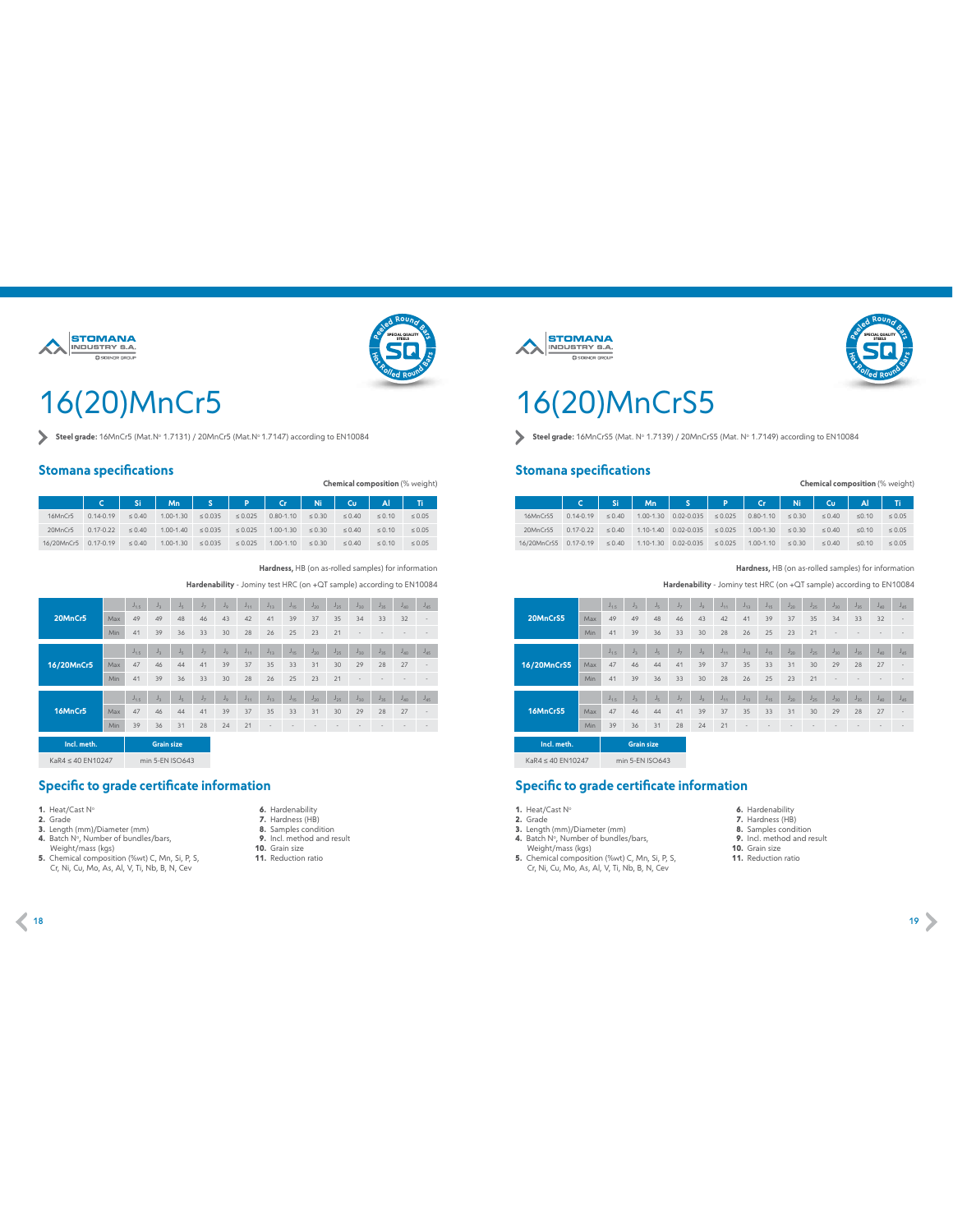# 16(20)MnCr5

**Steel grade:** 16MnCr5 (Mat.N° 1.7131) / 20MnCr5 (Mat.N° 1.7147) according to EN10084

## Stomana specifications

**Chemical composition** (% weight)

| | C | Si | Mn | S | P | Cr | Ni | Cu | Al | Ti |
|---|---|---|---|---|---|---|---|---|---|---|
| 16MnCr5 | 0.14-0.19 | ≤ 0.40 | 1.00-1.30 | ≤ 0.035 | ≤ 0.025 | 0.80-1.10 | ≤ 0.30 | ≤ 0.40 | ≤ 0.10 | ≤ 0.05 |
| 20MnCr5 | 0.17-0.22 | ≤ 0.40 | 1.00-1.40 | ≤ 0.035 | ≤ 0.025 | 1.00-1.30 | ≤ 0.30 | ≤ 0.40 | ≤ 0.10 | ≤ 0.05 |
| 16/20MnCr5 | 0.17-0.19 | ≤ 0.40 | 1.00-1.30 | ≤ 0.035 | ≤ 0.025 | 1.00-1.10 | ≤ 0.30 | ≤ 0.40 | ≤ 0.10 | ≤ 0.05 |

**Hardness,** HB (on as-rolled samples) for information

**Hardenability** - Jominy test HRC (on +QT sample) according to EN10084

| | | $J_{1.5}$ | $J_3$ | $J_5$ | $J_7$ | $J_9$ | $J_{11}$ | $J_{13}$ | $J_{15}$ | $J_{20}$ | $J_{25}$ | $J_{30}$ | $J_{35}$ | $J_{40}$ | $J_{45}$ |
|---|---|---|---|---|---|---|---|---|---|---|---|---|---|---|---|
| 20MnCr5 | Max | 49 | 49 | 48 | 46 | 43 | 42 | 41 | 39 | 37 | 35 | 34 | 33 | 32 | - |
| | Min | 41 | 39 | 36 | 33 | 30 | 28 | 26 | 25 | 23 | 21 | - | - | - | - |
| 16/20MnCr5 | Max | 47 | 46 | 44 | 41 | 39 | 37 | 35 | 33 | 31 | 30 | 29 | 28 | 27 | - |
| | Min | 41 | 39 | 36 | 33 | 30 | 28 | 26 | 25 | 23 | 21 | - | - | - | - |
| 16MnCr5 | Max | 47 | 46 | 44 | 41 | 39 | 37 | 35 | 33 | 31 | 30 | 29 | 28 | 27 | - |
| | Min | 39 | 36 | 31 | 28 | 24 | 21 | - | - | - | - | - | - | - | - |

| Incl. meth. | Grain size |
|---|---|
| KaR4 ≤ 40 EN10247 | min 5-EN ISO643 |

## Specific to grade certificate information

1. Heat/Cast N°
2. Grade
3. Length (mm)/Diameter (mm)
4. Batch N°, Number of bundles/bars, Weight/mass (kgs)
5. Chemical composition (%wt) C, Mn, Si, P, S, Cr, Ni, Cu, Mo, As, Al, V, Ti, Nb, B, N, Cev
6. Hardenability
7. Hardness (HB)
8. Samples condition
9. Incl. method and result
10. Grain size
11. Reduction ratio

# 16(20)MnCrS5

**Steel grade:** 16MnCrS5 (Mat. N° 1.7139) / 20MnCrS5 (Mat. N° 1.7149) according to EN10084

## Stomana specifications

**Chemical composition** (% weight)

| | C | Si | Mn | S | P | Cr | Ni | Cu | Al | Ti |
|---|---|---|---|---|---|---|---|---|---|---|
| 16MnCrS5 | 0.14-0.19 | ≤ 0.40 | 1.00-1.30 | 0.02-0.035 | ≤ 0.025 | 0.80-1.10 | ≤ 0.30 | ≤ 0.40 | ≤0.10 | ≤ 0.05 |
| 20MnCrS5 | 0.17-0.22 | ≤ 0.40 | 1.10-1.40 | 0.02-0.035 | ≤ 0.025 | 1.00-1.30 | ≤ 0.30 | ≤ 0.40 | ≤0.10 | ≤ 0.05 |
| 16/20MnCrS5 | 0.17-0.19 | ≤ 0.40 | 1.10-1.30 | 0.02-0.035 | ≤ 0.025 | 1.00-1.10 | ≤ 0.30 | ≤ 0.40 | ≤0.10 | ≤ 0.05 |

**Hardness,** HB (on as-rolled samples) for information

**Hardenability** - Jominy test HRC (on +QT sample) according to EN10084

| | | $J_{1.5}$ | $J_3$ | $J_5$ | $J_7$ | $J_9$ | $J_{11}$ | $J_{13}$ | $J_{15}$ | $J_{20}$ | $J_{25}$ | $J_{30}$ | $J_{35}$ | $J_{40}$ | $J_{45}$ |
|---|---|---|---|---|---|---|---|---|---|---|---|---|---|---|---|
| 20MnCrS5 | Max | 49 | 49 | 48 | 46 | 43 | 42 | 41 | 39 | 37 | 35 | 34 | 33 | 32 | - |
| | Min | 41 | 39 | 36 | 33 | 30 | 28 | 26 | 25 | 23 | 21 | - | - | - | - |
| 16/20MnCrS5 | Max | 47 | 46 | 44 | 41 | 39 | 37 | 35 | 33 | 31 | 30 | 29 | 28 | 27 | - |
| | Min | 41 | 39 | 36 | 33 | 30 | 28 | 26 | 25 | 23 | 21 | - | - | - | - |
| 16MnCrS5 | Max | 47 | 46 | 44 | 41 | 39 | 37 | 35 | 33 | 31 | 30 | 29 | 28 | 27 | - |
| | Min | 39 | 36 | 31 | 28 | 24 | 21 | - | - | - | - | - | - | - | - |

| Incl. meth. | Grain size |
|---|---|
| KaR4 ≤ 40 EN10247 | min 5-EN ISO643 |

## Specific to grade certificate information

1. Heat/Cast N°
2. Grade
3. Length (mm)/Diameter (mm)
4. Batch N°, Number of bundles/bars, Weight/mass (kgs)
5. Chemical composition (%wt) C, Mn, Si, P, S, Cr, Ni, Cu, Mo, As, Al, V, Ti, Nb, B, N, Cev
6. Hardenability
7. Hardness (HB)
8. Samples condition
9. Incl. method and result
10. Grain size
11. Reduction ratio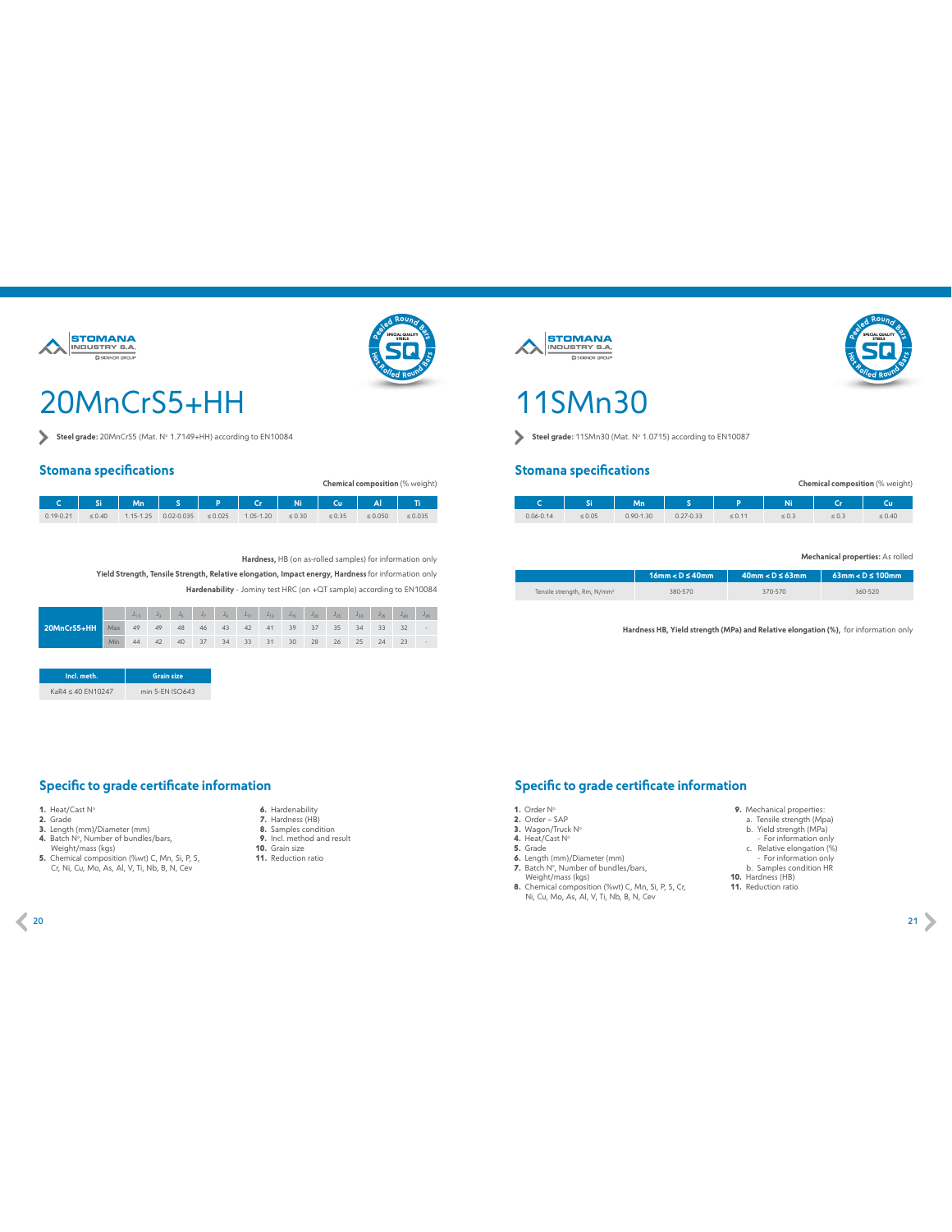# 20MnCrS5+HH

**Steel grade:** 20MnCrS5 (Mat. N° 1.7149+HH) according to EN10084

## Stomana specifications

**Chemical composition** (% weight)

| C | Si | Mn | S | P | Cr | Ni | Cu | Al | Ti |
|---|---|---|---|---|---|---|---|---|---|
| 0.19-0.21 | ≤ 0.40 | 1.15-1.25 | 0.02-0.035 | ≤ 0.025 | 1.05-1.20 | ≤ 0.30 | ≤ 0.35 | ≤ 0.050 | ≤ 0.035 |

**Hardness,** HB (on as-rolled samples) for information only

**Yield Strength, Tensile Strength, Relative elongation, Impact energy, Hardness** for information only

**Hardenability** - Jominy test HRC (on +QT sample) according to EN10084

| | | $J_{1.5}$ | $J_3$ | $J_5$ | $J_7$ | $J_9$ | $J_{11}$ | $J_{13}$ | $J_{15}$ | $J_{20}$ | $J_{25}$ | $J_{30}$ | $J_{35}$ | $J_{40}$ | $J_{45}$ |
|---|---|---|---|---|---|---|---|---|---|---|---|---|---|---|---|
| 20MnCrS5+HH | Max | 49 | 49 | 48 | 46 | 43 | 42 | 41 | 39 | 37 | 35 | 34 | 33 | 32 | - |
| | Min | 44 | 42 | 40 | 37 | 34 | 33 | 31 | 30 | 28 | 26 | 25 | 24 | 23 | - |

| Incl. meth. | Grain size |
|---|---|
| KaR4 ≤ 40 EN10247 | min 5-EN ISO643 |

## Specific to grade certificate information

1. Heat/Cast N°
2. Grade
3. Length (mm)/Diameter (mm)
4. Batch N°, Number of bundles/bars, Weight/mass (kgs)
5. Chemical composition (%wt) C, Mn, Si, P, S, Cr, Ni, Cu, Mo, As, Al, V, Ti, Nb, B, N, Cev
6. Hardenability
7. Hardness (HB)
8. Samples condition
9. Incl. method and result
10. Grain size
11. Reduction ratio

# 11SMn30

**Steel grade:** 11SMn30 (Mat. N° 1.0715) according to EN10087

## Stomana specifications

**Chemical composition** (% weight)

| C | Si | Mn | S | P | Ni | Cr | Cu |
|---|---|---|---|---|---|---|---|
| 0.06-0.14 | ≤ 0.05 | 0.90-1.30 | 0.27-0.33 | ≤ 0.11 | ≤ 0.3 | ≤ 0.3 | ≤ 0.40 |

**Mechanical properties:** As rolled

| | 16mm < D ≤ 40mm | 40mm < D ≤ 63mm | 63mm < D ≤ 100mm |
|---|---|---|---|
| Tensile strength, Rm, N/mm² | 380-570 | 370-570 | 360-520 |

**Hardness HB, Yield strength (MPa) and Relative elongation (%),** for information only

## Specific to grade certificate information

1. Order N°
2. Order – SAP
3. Wagon/Truck N°
4. Heat/Cast N°
5. Grade
6. Length (mm)/Diameter (mm)
7. Batch N°, Number of bundles/bars, Weight/mass (kgs)
8. Chemical composition (%wt) C, Mn, Si, P, S, Cr, Ni, Cu, Mo, As, Al, V, Ti, Nb, B, N, Cev
9. Mechanical properties:
   a. Tensile strength (Mpa)
   b. Yield strength (MPa)
      - For information only
   c. Relative elongation (%)
      - For information only
   b. Samples condition HR
10. Hardness (HB)
11. Reduction ratio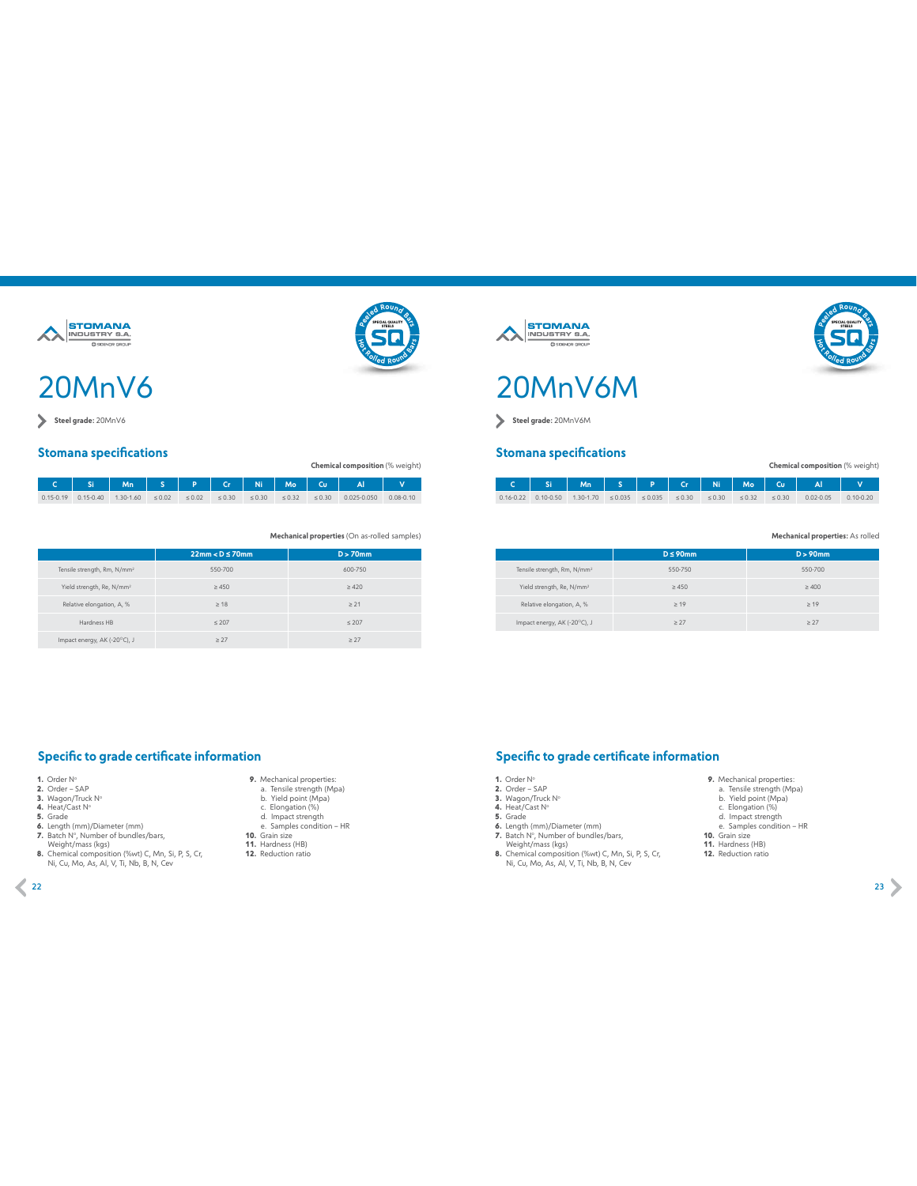STOMANA INDUSTRY S.A.

# 20MnV6

**Steel grade:** 20MnV6

## Stomana specifications

**Chemical composition** (% weight)

| C | Si | Mn | S | P | Cr | Ni | Mo | Cu | Al | V |
|---|---|---|---|---|---|---|---|---|---|---|
| 0.15-0.19 | 0.15-0.40 | 1.30-1.60 | ≤ 0.02 | ≤ 0.02 | ≤ 0.30 | ≤ 0.30 | ≤ 0.32 | ≤ 0.30 | 0.025-0.050 | 0.08-0.10 |

**Mechanical properties** (On as-rolled samples)

| | 22mm < D ≤ 70mm | D > 70mm |
|---|---|---|
| Tensile strength, Rm, N/mm² | 550-700 | 600-750 |
| Yield strength, Re, N/mm² | ≥ 450 | ≥ 420 |
| Relative elongation, A, % | ≥ 18 | ≥ 21 |
| Hardness HB | ≤ 207 | ≤ 207 |
| Impact energy, AK (-20°C), J | ≥ 27 | ≥ 27 |

## Specific to grade certificate information

1. Order N°
2. Order – SAP
3. Wagon/Truck N°
4. Heat/Cast N°
5. Grade
6. Length (mm)/Diameter (mm)
7. Batch N°, Number of bundles/bars, Weight/mass (kgs)
8. Chemical composition (%wt) C, Mn, Si, P, S, Cr, Ni, Cu, Mo, As, Al, V, Ti, Nb, B, N, Cev
9. Mechanical properties:
   a. Tensile strength (Mpa)
   b. Yield point (Mpa)
   c. Elongation (%)
   d. Impact strength
   e. Samples condition – HR
10. Grain size
11. Hardness (HB)
12. Reduction ratio

STOMANA INDUSTRY S.A.

# 20MnV6M

**Steel grade:** 20MnV6M

## Stomana specifications

**Chemical composition** (% weight)

| C | Si | Mn | S | P | Cr | Ni | Mo | Cu | Al | V |
|---|---|---|---|---|---|---|---|---|---|---|
| 0.16-0.22 | 0.10-0.50 | 1.30-1.70 | ≤ 0.035 | ≤ 0.035 | ≤ 0.30 | ≤ 0.30 | ≤ 0.32 | ≤ 0.30 | 0.02-0.05 | 0.10-0.20 |

**Mechanical properties:** As rolled

| | D ≤ 90mm | D > 90mm |
|---|---|---|
| Tensile strength, Rm, N/mm² | 550-750 | 550-700 |
| Yield strength, Re, N/mm² | ≥ 450 | ≥ 400 |
| Relative elongation, A, % | ≥ 19 | ≥ 19 |
| Impact energy, AK (-20°C), J | ≥ 27 | ≥ 27 |

## Specific to grade certificate information

1. Order N°
2. Order – SAP
3. Wagon/Truck N°
4. Heat/Cast N°
5. Grade
6. Length (mm)/Diameter (mm)
7. Batch N°, Number of bundles/bars, Weight/mass (kgs)
8. Chemical composition (%wt) C, Mn, Si, P, S, Cr, Ni, Cu, Mo, As, Al, V, Ti, Nb, B, N, Cev
9. Mechanical properties:
   a. Tensile strength (Mpa)
   b. Yield point (Mpa)
   c. Elongation (%)
   d. Impact strength
   e. Samples condition – HR
10. Grain size
11. Hardness (HB)
12. Reduction ratio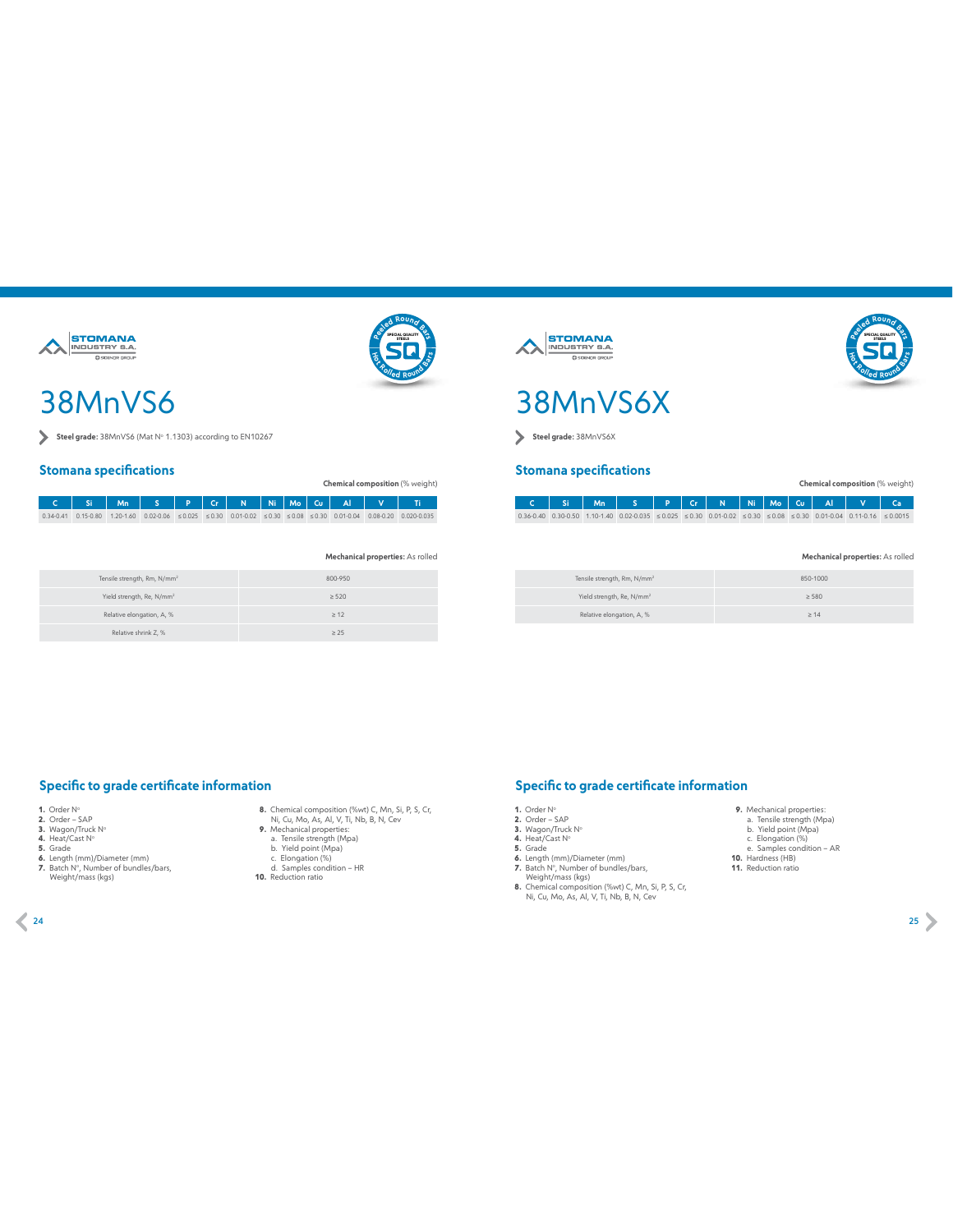# 38MnVS6

**Steel grade:** 38MnVS6 (Mat N° 1.1303) according to EN10267

## Stomana specifications

**Chemical composition** (% weight)

| C | Si | Mn | S | P | Cr | N | Ni | Mo | Cu | Al | V | Ti |
|---|---|---|---|---|---|---|---|---|---|---|---|---|
| 0.34-0.41 | 0.15-0.80 | 1.20-1.60 | 0.02-0.06 | ≤ 0.025 | ≤ 0.30 | 0.01-0.02 | ≤ 0.30 | ≤ 0.08 | ≤ 0.30 | 0.01-0.04 | 0.08-0.20 | 0.020-0.035 |

**Mechanical properties:** As rolled

| Property | Value |
|---|---|
| Tensile strength, Rm, N/mm² | 800-950 |
| Yield strength, Re, N/mm² | ≥ 520 |
| Relative elongation, A, % | ≥ 12 |
| Relative shrink Z, % | ≥ 25 |

## Specific to grade certificate information

1. Order N°
2. Order – SAP
3. Wagon/Truck N°
4. Heat/Cast N°
5. Grade
6. Length (mm)/Diameter (mm)
7. Batch N°, Number of bundles/bars, Weight/mass (kgs)
8. Chemical composition (%wt) C, Mn, Si, P, S, Cr, Ni, Cu, Mo, As, Al, V, Ti, Nb, B, N, Cev
9. Mechanical properties:
   a. Tensile strength (Mpa)
   b. Yield point (Mpa)
   c. Elongation (%)
   d. Samples condition – HR
10. Reduction ratio

# 38MnVS6X

**Steel grade:** 38MnVS6X

## Stomana specifications

**Chemical composition** (% weight)

| C | Si | Mn | S | P | Cr | N | Ni | Mo | Cu | Al | V | Ca |
|---|---|---|---|---|---|---|---|---|---|---|---|---|
| 0.36-0.40 | 0.30-0.50 | 1.10-1.40 | 0.02-0.035 | ≤ 0.025 | ≤ 0.30 | 0.01-0.02 | ≤ 0.30 | ≤ 0.08 | ≤ 0.30 | 0.01-0.04 | 0.11-0.16 | ≤ 0.0015 |

**Mechanical properties:** As rolled

| Property | Value |
|---|---|
| Tensile strength, Rm, N/mm² | 850-1000 |
| Yield strength, Re, N/mm² | ≥ 580 |
| Relative elongation, A, % | ≥ 14 |

## Specific to grade certificate information

1. Order N°
2. Order – SAP
3. Wagon/Truck N°
4. Heat/Cast N°
5. Grade
6. Length (mm)/Diameter (mm)
7. Batch N°, Number of bundles/bars, Weight/mass (kgs)
8. Chemical composition (%wt) C, Mn, Si, P, S, Cr, Ni, Cu, Mo, As, Al, V, Ti, Nb, B, N, Cev
9. Mechanical properties:
   a. Tensile strength (Mpa)
   b. Yield point (Mpa)
   c. Elongation (%)
   e. Samples condition – AR
10. Hardness (HB)
11. Reduction ratio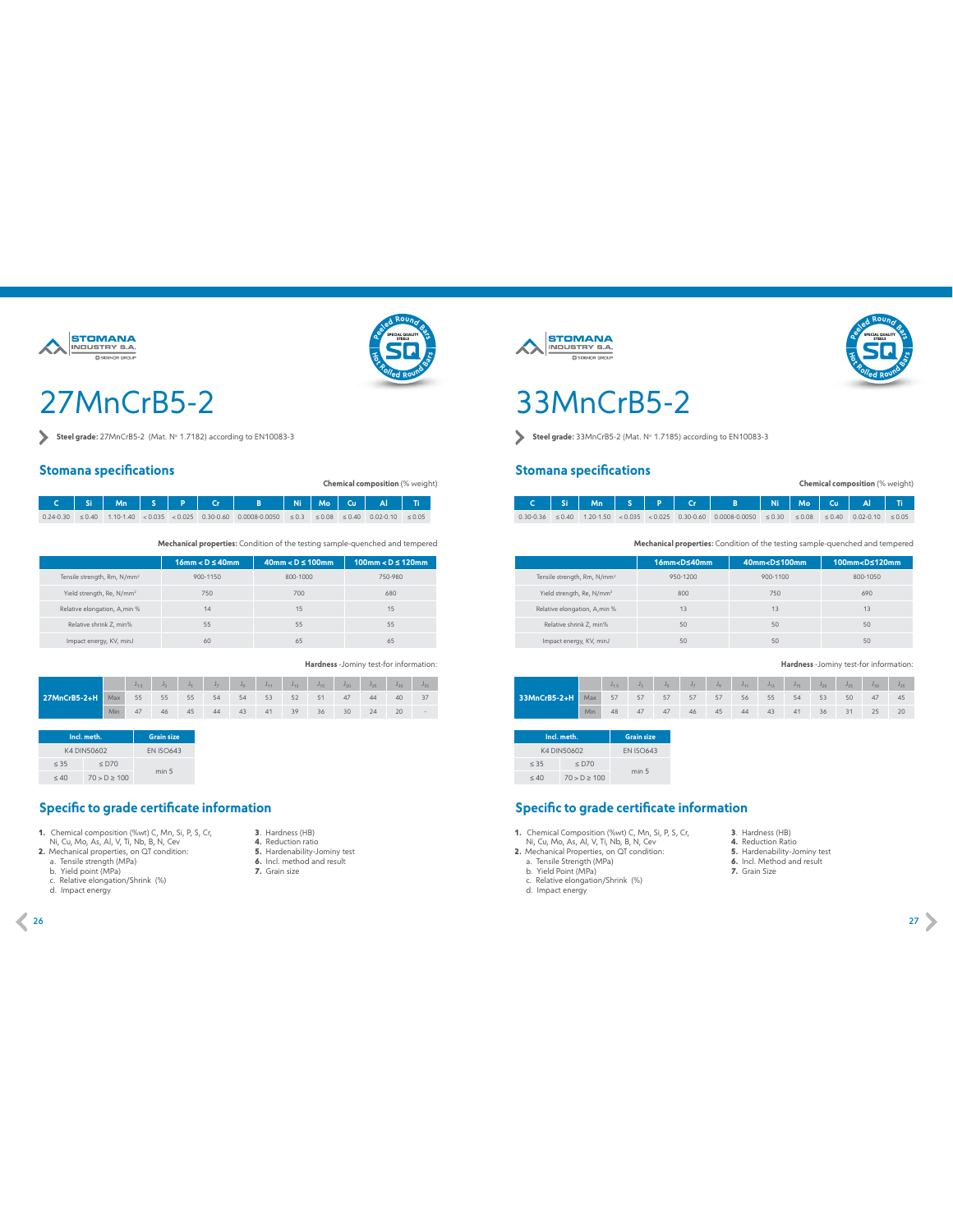# 27MnCrB5-2

**Steel grade:** 27MnCrB5-2 (Mat. Nº 1.7182) according to EN10083-3

## Stomana specifications

**Chemical composition** (% weight)

| C | Si | Mn | S | P | Cr | B | Ni | Mo | Cu | Al | Ti |
|---|---|---|---|---|---|---|---|---|---|---|---|
| 0.24-0.30 | ≤ 0.40 | 1.10-1.40 | < 0.035 | < 0.025 | 0.30-0.60 | 0.0008-0.0050 | ≤ 0.3 | ≤ 0.08 | ≤ 0.40 | 0.02-0.10 | ≤ 0.05 |

**Mechanical properties:** Condition of the testing sample-quenched and tempered

| | 16mm < D ≤ 40mm | 40mm < D ≤ 100mm | 100mm < D ≤ 120mm |
|---|---|---|---|
| Tensile strength, Rm, N/mm² | 900-1150 | 800-1000 | 750-980 |
| Yield strength, Re, N/mm² | 750 | 700 | 680 |
| Relative elongation, A,min % | 14 | 15 | 15 |
| Relative shrink Z, min% | 55 | 55 | 55 |
| Impact energy, KV, minJ | 60 | 65 | 65 |

**Hardness** -Jominy test-for information:

| | | $J_{1.5}$ | $J_3$ | $J_5$ | $J_7$ | $J_9$ | $J_{11}$ | $J_{13}$ | $J_{15}$ | $J_{20}$ | $J_{25}$ | $J_{30}$ | $J_{35}$ |
|---|---|---|---|---|---|---|---|---|---|---|---|---|---|
| 27MnCrB5-2+H | Max | 55 | 55 | 55 | 54 | 54 | 53 | 52 | 51 | 47 | 44 | 40 | 37 |
| | Min | 47 | 46 | 45 | 44 | 43 | 41 | 39 | 36 | 30 | 24 | 20 | - |

| Incl. meth. | | Grain size |
|---|---|---|
| K4 DIN50602 | | EN ISO643 |
| ≤ 35 | ≤ D70 | min 5 |
| ≤ 40 | 70 > D ≥ 100 | |

## Specific to grade certificate information

1. Chemical composition (%wt) C, Mn, Si, P, S, Cr, Ni, Cu, Mo, As, Al, V, Ti, Nb, B, N, Cev
2. Mechanical properties, on QT condition:
   a. Tensile strength (MPa)
   b. Yield point (MPa)
   c. Relative elongation/Shrink (%)
   d. Impact energy
3. Hardness (HB)
4. Reduction ratio
5. Hardenability-Jominy test
6. Incl. method and result
7. Grain size

# 33MnCrB5-2

**Steel grade:** 33MnCrB5-2 (Mat. Nº 1.7185) according to EN10083-3

## Stomana specifications

**Chemical composition** (% weight)

| C | Si | Mn | S | P | Cr | B | Ni | Mo | Cu | Al | Ti |
|---|---|---|---|---|---|---|---|---|---|---|---|
| 0.30-0.36 | ≤ 0.40 | 1.20-1.50 | < 0.035 | < 0.025 | 0.30-0.60 | 0.0008-0.0050 | ≤ 0.30 | ≤ 0.08 | ≤ 0.40 | 0.02-0.10 | ≤ 0.05 |

**Mechanical properties:** Condition of the testing sample-quenched and tempered

| | 16mm<D≤40mm | 40mm<D≤100mm | 100mm<D≤120mm |
|---|---|---|---|
| Tensile strength, Rm, N/mm² | 950-1200 | 900-1100 | 800-1050 |
| Yield strength, Re, N/mm² | 800 | 750 | 690 |
| Relative elongation, A,min % | 13 | 13 | 13 |
| Relative shrink Z, min% | 50 | 50 | 50 |
| Impact energy, KV, minJ | 50 | 50 | 50 |

**Hardness** -Jominy test-for information:

| | | $J_{1.5}$ | $J_3$ | $J_5$ | $J_7$ | $J_9$ | $J_{11}$ | $J_{13}$ | $J_{15}$ | $J_{20}$ | $J_{25}$ | $J_{30}$ | $J_{35}$ |
|---|---|---|---|---|---|---|---|---|---|---|---|---|---|
| 33MnCrB5-2+H | Max | 57 | 57 | 57 | 57 | 57 | 56 | 55 | 54 | 53 | 50 | 47 | 45 |
| | Min | 48 | 47 | 47 | 46 | 45 | 44 | 43 | 41 | 36 | 31 | 25 | 20 |

| Incl. meth. | | Grain size |
|---|---|---|
| K4 DIN50602 | | EN ISO643 |
| ≤ 35 | ≤ D70 | min 5 |
| ≤ 40 | 70 > D ≥ 100 | |

## Specific to grade certificate information

1. Chemical Composition (%wt) C, Mn, Si, P, S, Cr, Ni, Cu, Mo, As, Al, V, Ti, Nb, B, N, Cev
2. Mechanical Properties, on QT condition:
   a. Tensile Strength (MPa)
   b. Yield Point (MPa)
   c. Relative elongation/Shrink (%)
   d. Impact energy
3. Hardness (HB)
4. Reduction Ratio
5. Hardenability-Jominy test
6. Incl. Method and result
7. Grain Size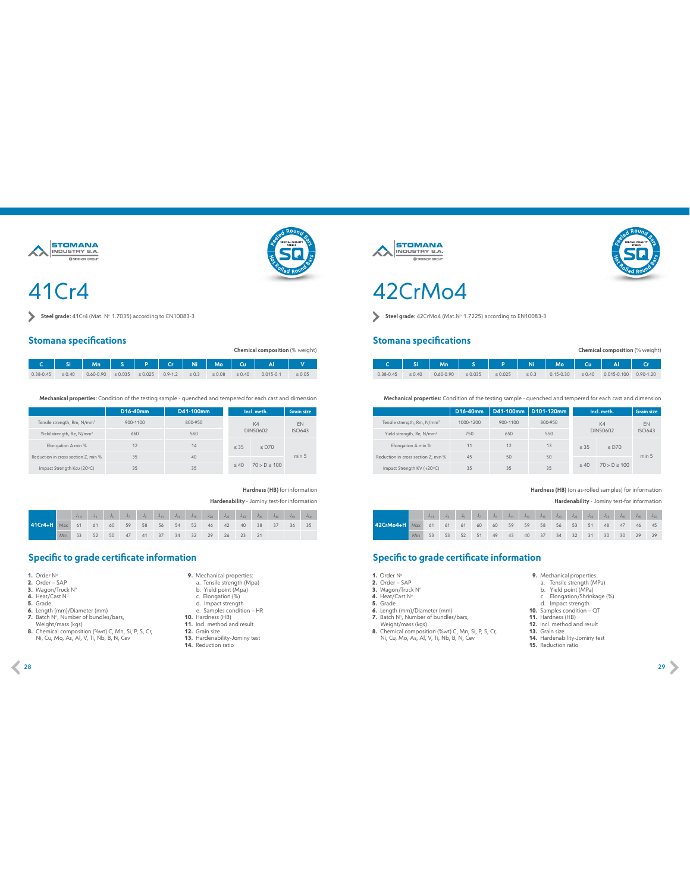# 41Cr4

**Steel grade:** 41Cr4 (Mat. N° 1.7035) according to EN10083-3

## Stomana specifications

**Chemical composition** (% weight)

| C | Si | Mn | S | P | Cr | Ni | Mo | Cu | Al | V |
|---|---|---|---|---|---|---|---|---|---|---|
| 0.38-0.45 | ≤ 0.40 | 0.60-0.90 | ≤ 0.035 | ≤ 0.025 | 0.9-1.2 | ≤ 0.3 | ≤ 0.08 | ≤ 0.40 | 0.015-0.1 | ≤ 0.05 |

**Mechanical properties:** Condition of the testing sample - quenched and tempered for each cast and dimension

| | D16-40mm | D41-100mm |
|---|---|---|
| Tensile strength, Rm, N/mm² | 900-1100 | 800-950 |
| Yield strength, Re, N/mm² | 660 | 560 |
| Elongation A min % | 12 | 14 |
| Reduction in cross section Z, min % | 35 | 40 |
| Impact Strength Kcu (20°C) | 35 | 35 |

| Incl. meth. | | Grain size |
|---|---|---|
| K4 DIN50602 | | EN ISO643 |
| ≤ 35 | ≤ D70 | min 5 |
| ≤ 40 | 70 > D ≥ 100 | |

**Hardness (HB)** for information

**Hardenability** - Jominy test-for information

| | | $J_{1.5}$ | $J_3$ | $J_5$ | $J_7$ | $J_9$ | $J_{11}$ | $J_{13}$ | $J_{15}$ | $J_{20}$ | $J_{25}$ | $J_{30}$ | $J_{35}$ | $J_{40}$ | $J_{45}$ | $J_{50}$ |
|---|---|---|---|---|---|---|---|---|---|---|---|---|---|---|---|---|
| 41Cr4+H | Max | 61 | 61 | 60 | 59 | 58 | 56 | 54 | 52 | 46 | 42 | 40 | 38 | 37 | 36 | 35 |
| | Min | 53 | 52 | 50 | 47 | 41 | 37 | 34 | 32 | 29 | 26 | 23 | 21 | | | |

## Specific to grade certificate information

1. Order N°
2. Order – SAP
3. Wagon/Truck N°
4. Heat/Cast N°
5. Grade
6. Length (mm)/Diameter (mm)
7. Batch N°, Number of bundles/bars, Weight/mass (kgs)
8. Chemical composition (%wt) C, Mn, Si, P, S, Cr, Ni, Cu, Mo, As, Al, V, Ti, Nb, B, N, Cev
9. Mechanical properties:
   a. Tensile strength (Mpa)
   b. Yield point (Mpa)
   c. Elongation (%)
   d. Impact strength
   e. Samples condition – HR
10. Hardness (HB)
11. Incl. method and result
12. Grain size
13. Hardenability-Jominy test
14. Reduction ratio

# 42CrMo4

**Steel grade:** 42CrMo4 (Mat.N° 1.7225) according to EN10083-3

## Stomana specifications

**Chemical composition** (% weight)

| C | Si | Mn | S | P | Ni | Mo | Cu | Al | Cr |
|---|---|---|---|---|---|---|---|---|---|
| 0.38-0.45 | ≤ 0.40 | 0.60-0.90 | ≤ 0.035 | ≤ 0.025 | ≤ 0.3 | 0.15-0.30 | ≤ 0.40 | 0.015-0.100 | 0.90-1.20 |

**Mechanical properties:** Condition of the testing sample - quenched and tempered for each cast and dimension

| | D16-40mm | D41-100mm | D101-120mm |
|---|---|---|---|
| Tensile strength, Rm, N/mm² | 1000-1200 | 900-1100 | 800-950 |
| Yield strength, Re, N/mm² | 750 | 650 | 550 |
| Elongation A min % | 11 | 12 | 13 |
| Reduction in cross section Z, min % | 45 | 50 | 50 |
| Impact Strength KV (+20°C) | 35 | 35 | 35 |

| Incl. meth. | | Grain size |
|---|---|---|
| K4 DIN50602 | | EN ISO643 |
| ≤ 35 | ≤ D70 | min 5 |
| ≤ 40 | 70 > D ≥ 100 | |

**Hardness (HB)** (on as-rolled samples) for information

**Hardenability** - Jominy test-for information

| | | $J_{1.5}$ | $J_3$ | $J_5$ | $J_7$ | $J_9$ | $J_{11}$ | $J_{13}$ | $J_{15}$ | $J_{20}$ | $J_{25}$ | $J_{30}$ | $J_{35}$ | $J_{40}$ | $J_{45}$ | $J_{50}$ |
|---|---|---|---|---|---|---|---|---|---|---|---|---|---|---|---|---|
| 42CrMo4+H | Max | 61 | 61 | 61 | 60 | 60 | 59 | 59 | 58 | 56 | 53 | 51 | 48 | 47 | 46 | 45 |
| | Min | 53 | 53 | 52 | 51 | 49 | 43 | 40 | 37 | 34 | 32 | 31 | 30 | 30 | 29 | 29 |

## Specific to grade certificate information

1. Order N°
2. Order – SAP
3. Wagon/Truck N°
4. Heat/Cast N°
5. Grade
6. Length (mm)/Diameter (mm)
7. Batch N°, Number of bundles/bars, Weight/mass (kgs)
8. Chemical composition (%wt) C, Mn, Si, P, S, Cr, Ni, Cu, Mo, As, Al, V, Ti, Nb, B, N, Cev
9. Mechanical properties:
   a. Tensile strength (MPa)
   b. Yield point (MPa)
   c. Elongation/Shrinkage (%)
   d. Impact strength
10. Samples condition – QT
11. Hardness (HB)
12. Incl. method and result
13. Grain size
14. Hardenability-Jominy test
15. Reduction ratio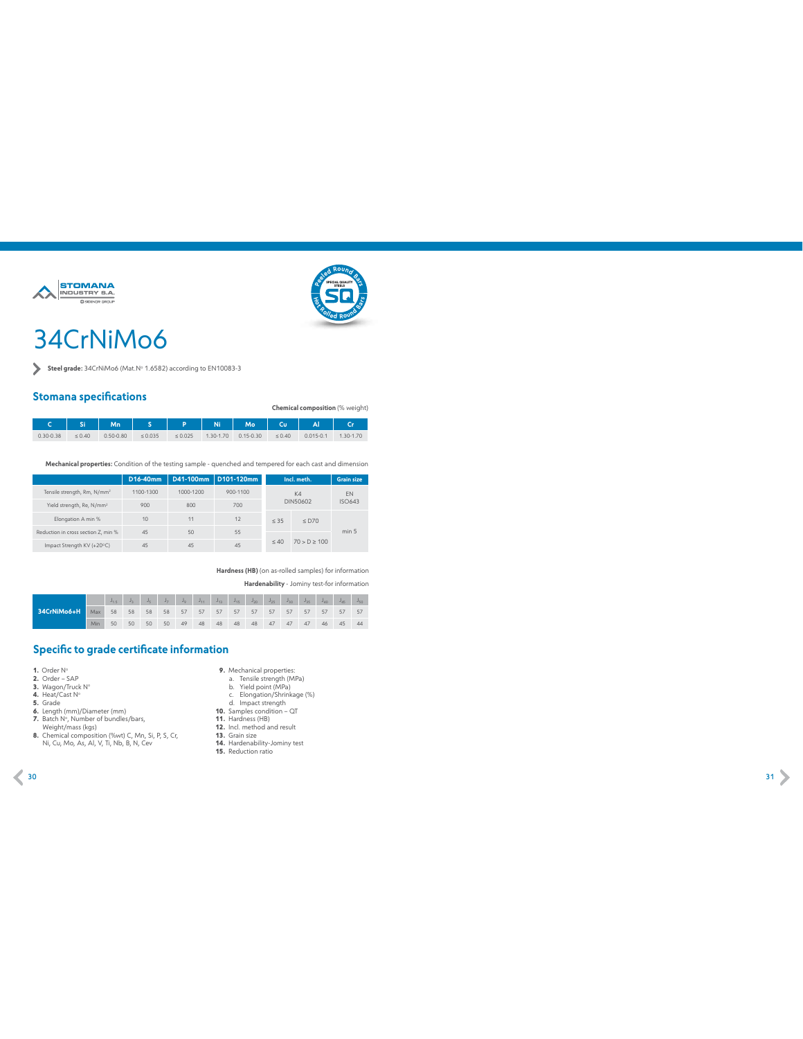# 34CrNiMo6

**Steel grade:** 34CrNiMo6 (Mat.N° 1.6582) according to EN10083-3

## Stomana specifications

**Chemical composition** (% weight)

| C | Si | Mn | S | P | Ni | Mo | Cu | Al | Cr |
|---|---|---|---|---|---|---|---|---|---|
| 0.30-0.38 | ≤ 0.40 | 0.50-0.80 | ≤ 0.035 | ≤ 0.025 | 1.30-1.70 | 0.15-0.30 | ≤ 0.40 | 0.015-0.1 | 1.30-1.70 |

**Mechanical properties:** Condition of the testing sample - quenched and tempered for each cast and dimension

| | D16-40mm | D41-100mm | D101-120mm |
|---|---|---|---|
| Tensile strength, Rm, N/mm² | 1100-1300 | 1000-1200 | 900-1100 |
| Yield strength, Re, N/mm² | 900 | 800 | 700 |
| Elongation A min % | 10 | 11 | 12 |
| Reduction in cross section Z, min % | 45 | 50 | 55 |
| Impact Strength KV (+20°C) | 45 | 45 | 45 |

| Incl. meth. | | Grain size |
|---|---|---|
| K4 DIN50602 | | EN ISO643 |
| ≤ 35 | ≤ D70 | min 5 |
| ≤ 40 | 70 > D ≥ 100 | |

**Hardness (HB)** (on as-rolled samples) for information

**Hardenability** - Jominy test-for information

| | | $J_{1.5}$ | $J_3$ | $J_5$ | $J_7$ | $J_9$ | $J_{11}$ | $J_{13}$ | $J_{15}$ | $J_{20}$ | $J_{25}$ | $J_{30}$ | $J_{35}$ | $J_{40}$ | $J_{45}$ | $J_{50}$ |
|---|---|---|---|---|---|---|---|---|---|---|---|---|---|---|---|---|
| 34CrNiMo6+H | Max | 58 | 58 | 58 | 58 | 57 | 57 | 57 | 57 | 57 | 57 | 57 | 57 | 57 | 57 | 57 |
| | Min | 50 | 50 | 50 | 50 | 49 | 48 | 48 | 48 | 48 | 47 | 47 | 47 | 46 | 45 | 44 |

## Specific to grade certificate information

1. Order N°
2. Order – SAP
3. Wagon/Truck N°
4. Heat/Cast N°
5. Grade
6. Length (mm)/Diameter (mm)
7. Batch N°, Number of bundles/bars, Weight/mass (kgs)
8. Chemical composition (%wt) C, Mn, Si, P, S, Cr, Ni, Cu, Mo, As, Al, V, Ti, Nb, B, N, Cev
9. Mechanical properties:
   a. Tensile strength (MPa)
   b. Yield point (MPa)
   c. Elongation/Shrinkage (%)
   d. Impact strength
10. Samples condition – QT
11. Hardness (HB)
12. Incl. method and result
13. Grain size
14. Hardenability-Jominy test
15. Reduction ratio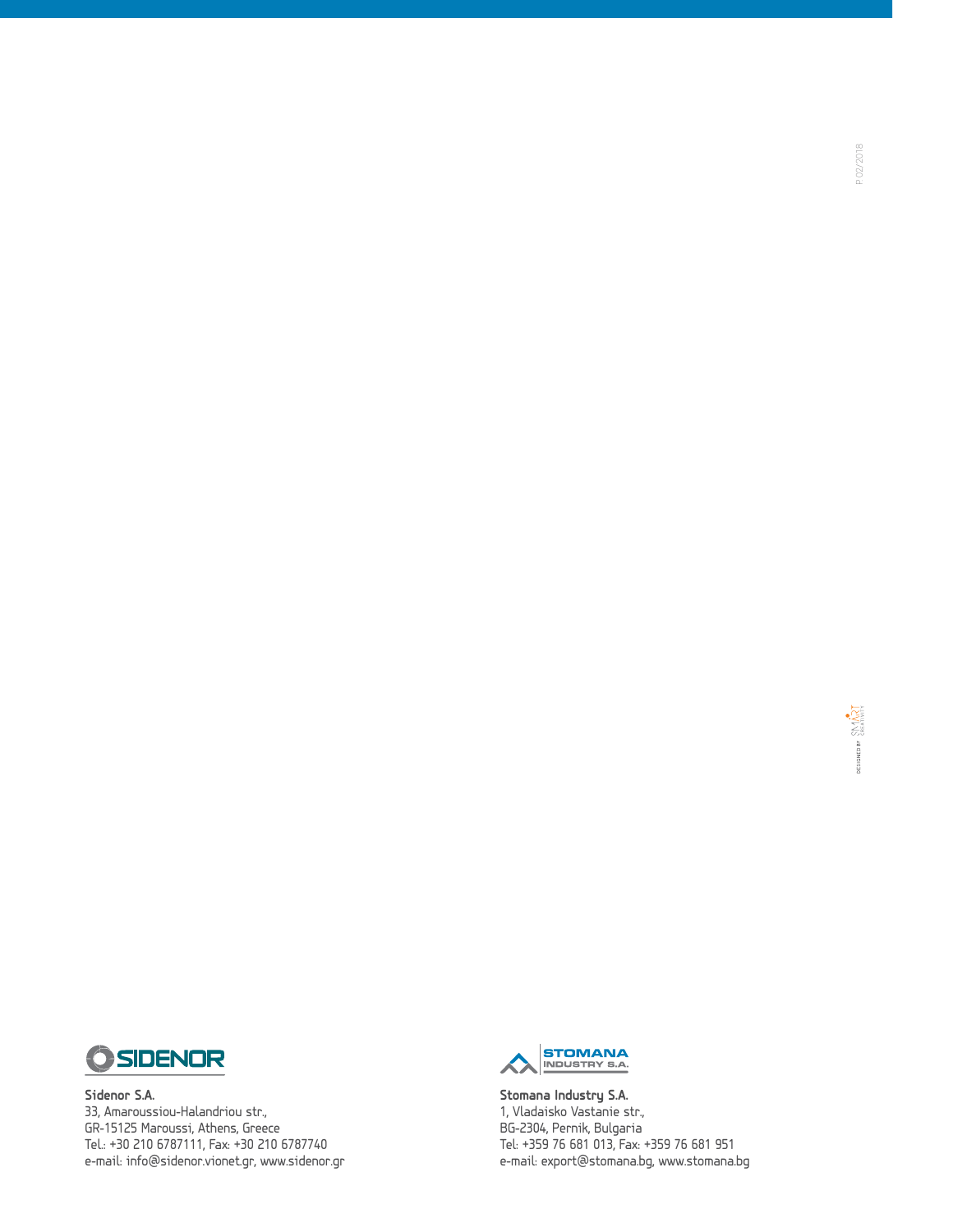P 02/2018

DESIGNED BY SMART CREATIVITY

SIDENOR

**Sidenor S.A.**
33, Amaroussiou-Halandriou str.,
GR-15125 Maroussi, Athens, Greece
Tel.: +30 210 6787111, Fax: +30 210 6787740
e-mail: info@sidenor.vionet.gr, www.sidenor.gr

STOMANA INDUSTRY S.A.

**Stomana Industry S.A.**
1, Vladaisko Vastanie str.,
BG-2304, Pernik, Bulgaria
Tel: +359 76 681 013, Fax: +359 76 681 951
e-mail: export@stomana.bg, www.stomana.bg